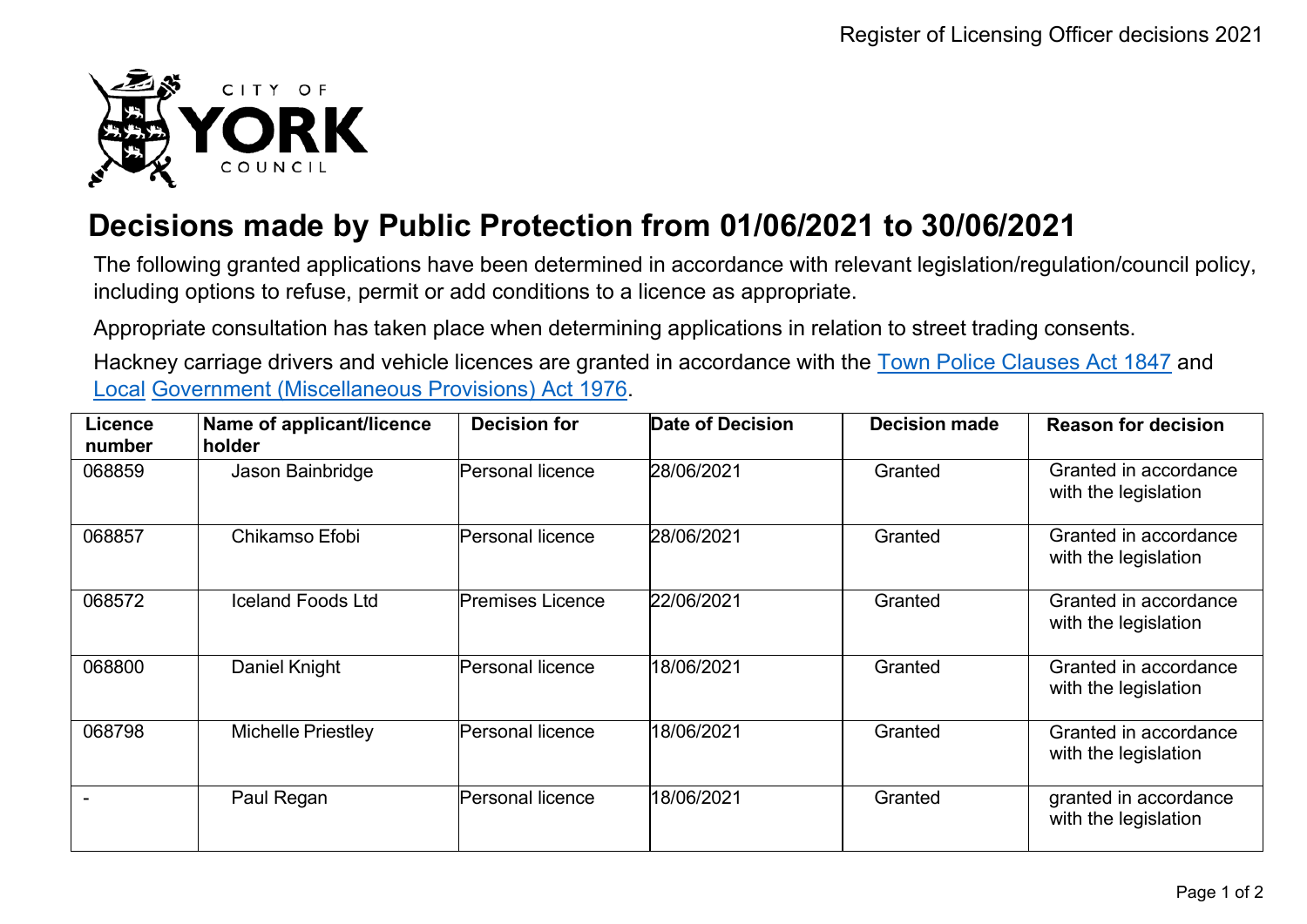# Decisions made by Public Protection from 01/06/2021 to 30/06/2021

The following granted applications have been determined in accordance with relevant legislation/regulation/council policy, including options to refuse, permit or add conditions to a licence as appropriate.

Appropriate consultation has taken place when determining applications in relation to street trading consents.

Hackney carriage drivers and vehicle licences are granted in accordance with the Town Police Clauses Act 1847 and Local Government (Miscellaneous Provisions) Act 1976.

| Licence number | Name of applicant/licence holder | Decision for | Date of Decision | Decision made | Reason for decision |
|---|---|---|---|---|---|
| 068859 | Jason Bainbridge | Personal licence | 28/06/2021 | Granted | Granted in accordance with the legislation |
| 068857 | Chikamso Efobi | Personal licence | 28/06/2021 | Granted | Granted in accordance with the legislation |
| 068572 | Iceland Foods Ltd | Premises Licence | 22/06/2021 | Granted | Granted in accordance with the legislation |
| 068800 | Daniel Knight | Personal licence | 18/06/2021 | Granted | Granted in accordance with the legislation |
| 068798 | Michelle Priestley | Personal licence | 18/06/2021 | Granted | Granted in accordance with the legislation |
| - | Paul Regan | Personal licence | 18/06/2021 | Granted | granted in accordance with the legislation |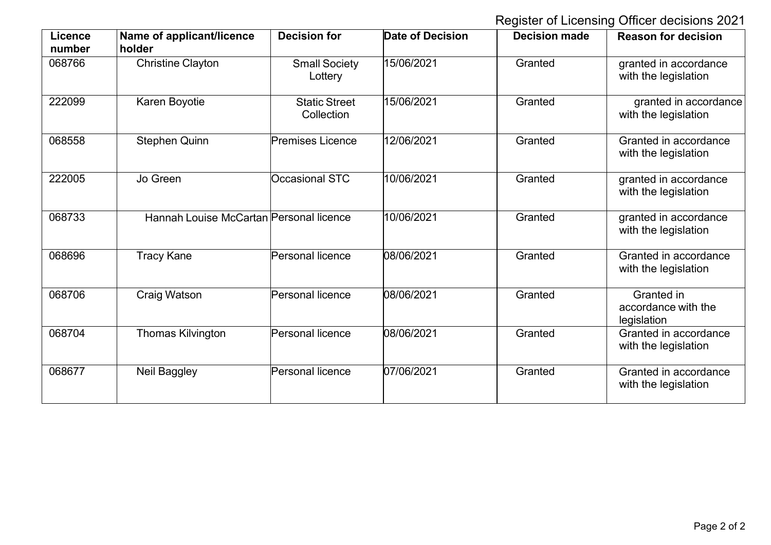Register of Licensing Officer decisions 2021

| Licence number | Name of applicant/licence holder | Decision for | Date of Decision | Decision made | Reason for decision |
|---|---|---|---|---|---|
| 068766 | Christine Clayton | Small Society Lottery | 15/06/2021 | Granted | granted in accordance with the legislation |
| 222099 | Karen Boyotie | Static Street Collection | 15/06/2021 | Granted | granted in accordance with the legislation |
| 068558 | Stephen Quinn | Premises Licence | 12/06/2021 | Granted | Granted in accordance with the legislation |
| 222005 | Jo Green | Occasional STC | 10/06/2021 | Granted | granted in accordance with the legislation |
| 068733 | Hannah Louise McCartan | Personal licence | 10/06/2021 | Granted | granted in accordance with the legislation |
| 068696 | Tracy Kane | Personal licence | 08/06/2021 | Granted | Granted in accordance with the legislation |
| 068706 | Craig Watson | Personal licence | 08/06/2021 | Granted | Granted in accordance with the legislation |
| 068704 | Thomas Kilvington | Personal licence | 08/06/2021 | Granted | Granted in accordance with the legislation |
| 068677 | Neil Baggley | Personal licence | 07/06/2021 | Granted | Granted in accordance with the legislation |